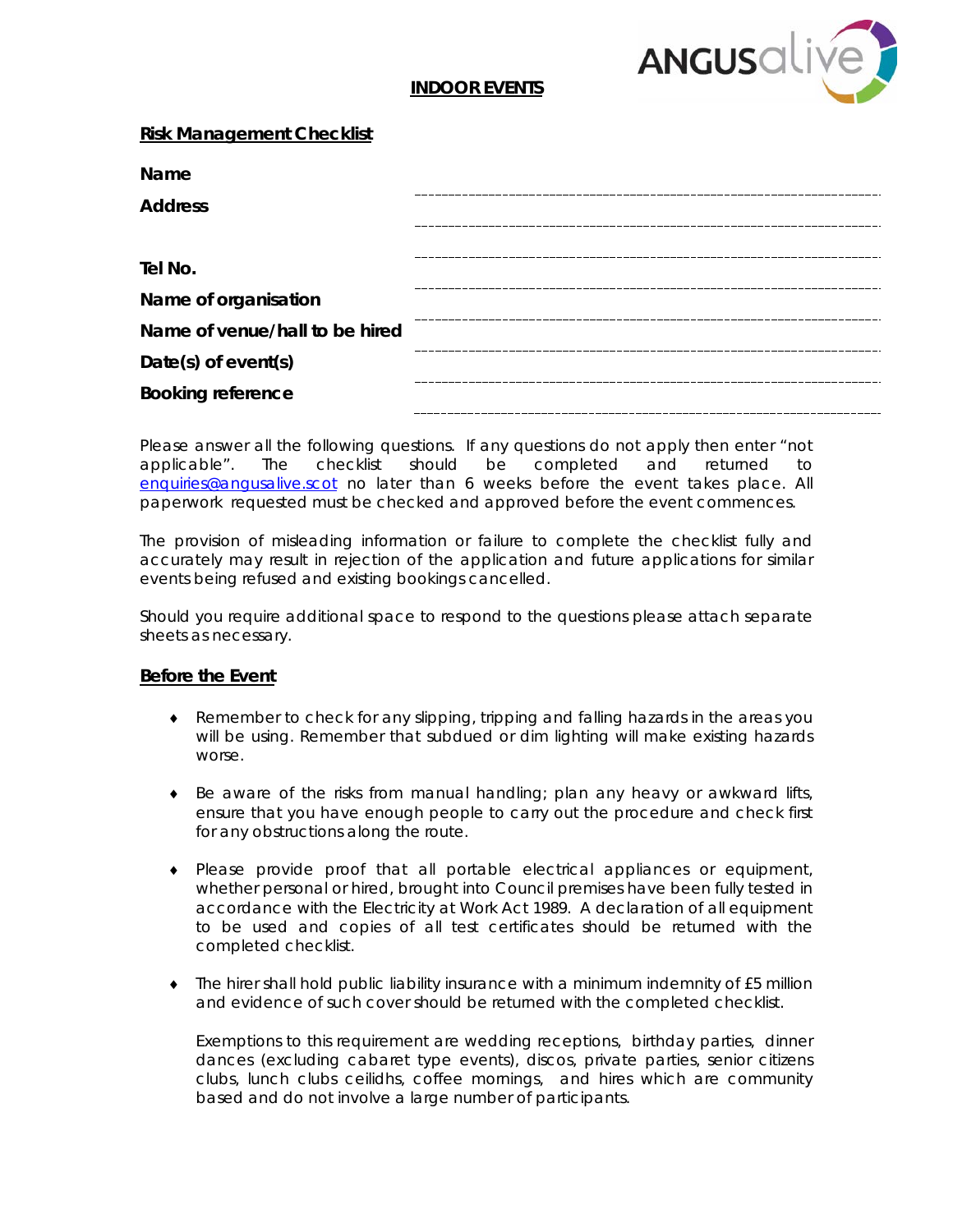# INDOOR EVENTS

## Risk Management Checklist

**Name** ____________________________________________

**Address** ____________________________________________

____________________________________________

**Tel No.** ____________________________________________

**Name of organisation** ____________________________________________

**Name of venue/hall to be hired** ____________________________________________

**Date(s) of event(s)** ____________________________________________

**Booking reference** ____________________________________________

Please answer all the following questions. If any questions do not apply then enter "not applicable". The checklist should be completed and returned to enquiries@angusalive.scot no later than 6 weeks before the event takes place. All paperwork requested must be checked and approved before the event commences.

The provision of misleading information or failure to complete the checklist fully and accurately may result in rejection of the application and future applications for similar events being refused and existing bookings cancelled.

Should you require additional space to respond to the questions please attach separate sheets as necessary.

## Before the Event

- Remember to check for any slipping, tripping and falling hazards in the areas you will be using. Remember that subdued or dim lighting will make existing hazards worse.

- Be aware of the risks from manual handling; plan any heavy or awkward lifts, ensure that you have enough people to carry out the procedure and check first for any obstructions along the route.

- Please provide proof that all portable electrical appliances or equipment, whether personal or hired, brought into Council premises have been fully tested in accordance with the Electricity at Work Act 1989. A declaration of all equipment to be used and copies of all test certificates should be returned with the completed checklist.

- The hirer shall hold public liability insurance with a minimum indemnity of £5 million and evidence of such cover should be returned with the completed checklist.

  Exemptions to this requirement are wedding receptions, birthday parties, dinner dances (excluding cabaret type events), discos, private parties, senior citizens clubs, lunch clubs ceilidhs, coffee mornings, and hires which are community based and do not involve a large number of participants.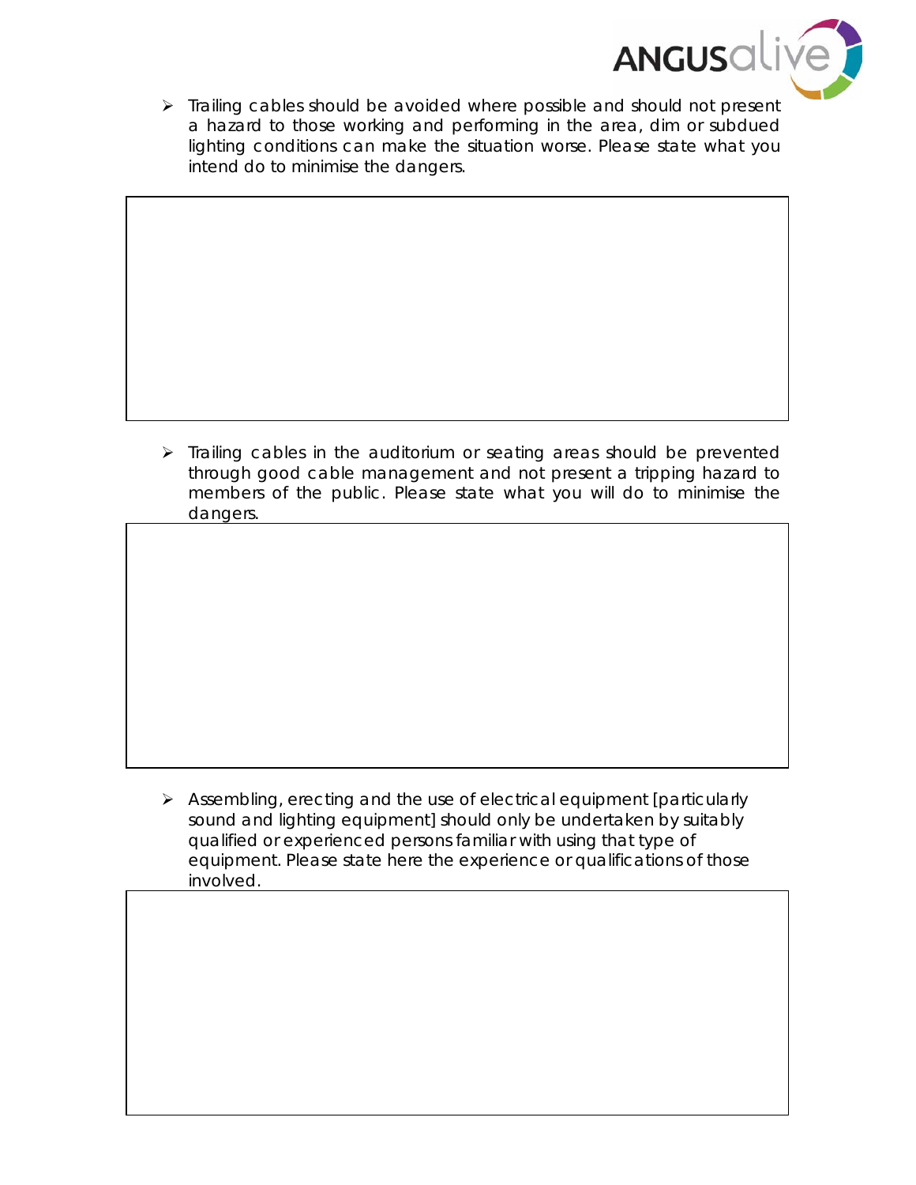- Trailing cables should be avoided where possible and should not present a hazard to those working and performing in the area, dim or subdued lighting conditions can make the situation worse. Please state what you intend do to minimise the dangers.

| |
|---|
| |

- Trailing cables in the auditorium or seating areas should be prevented through good cable management and not present a tripping hazard to members of the public. Please state what you will do to minimise the dangers.

| |
|---|
| |

- Assembling, erecting and the use of electrical equipment [particularly sound and lighting equipment] should only be undertaken by suitably qualified or experienced persons familiar with using that type of equipment. Please state here the experience or qualifications of those involved.

| |
|---|
| |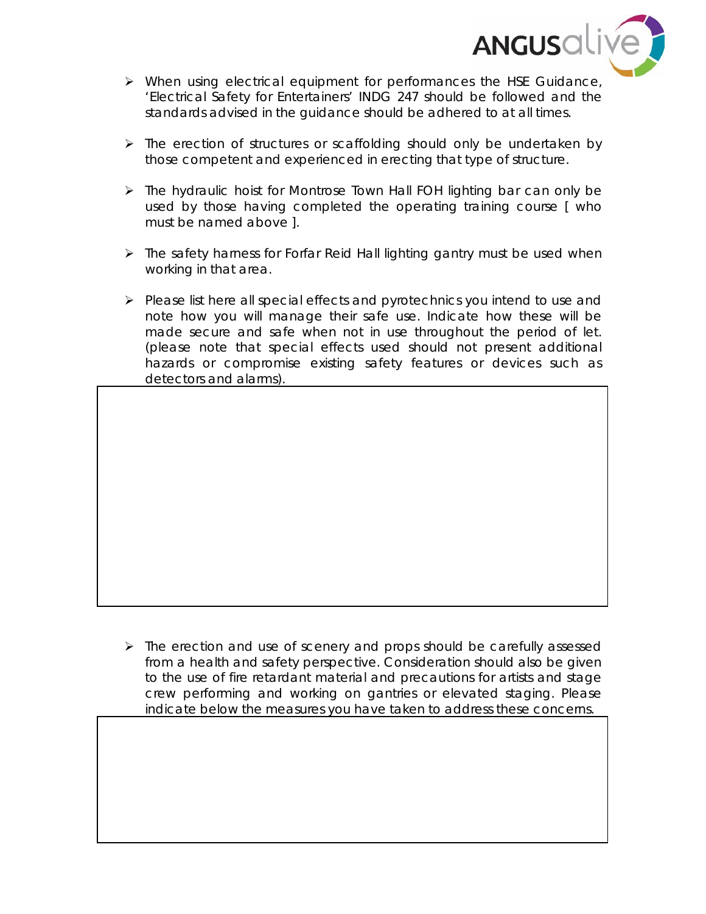- When using electrical equipment for performances the HSE Guidance, 'Electrical Safety for Entertainers' INDG 247 should be followed and the standards advised in the guidance should be adhered to at all times.

- The erection of structures or scaffolding should only be undertaken by those competent and experienced in erecting that type of structure.

- The hydraulic hoist for Montrose Town Hall FOH lighting bar can only be used by those having completed the operating training course [ who must be named above ].

- The safety harness for Forfar Reid Hall lighting gantry must be used when working in that area.

- Please list here all special effects and pyrotechnics you intend to use and note how you will manage their safe use. Indicate how these will be made secure and safe when not in use throughout the period of let. (please note that special effects used should not present additional hazards or compromise existing safety features or devices such as detectors and alarms).

| |
|---|
| |

- The erection and use of scenery and props should be carefully assessed from a health and safety perspective. Consideration should also be given to the use of fire retardant material and precautions for artists and stage crew performing and working on gantries or elevated staging. Please indicate below the measures you have taken to address these concerns.

| |
|---|
| |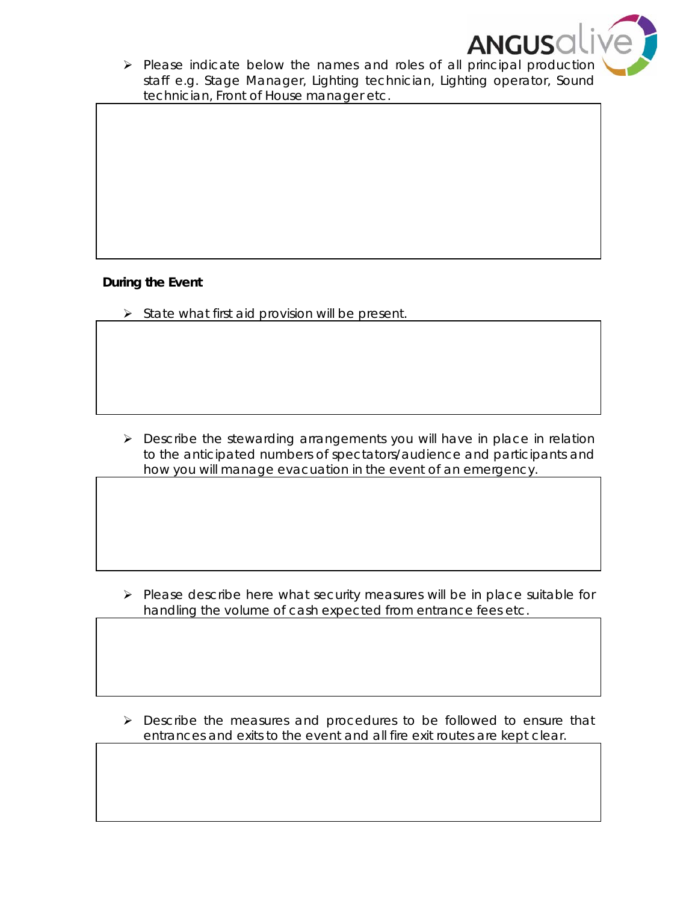- Please indicate below the names and roles of all principal production staff e.g. Stage Manager, Lighting technician, Lighting operator, Sound technician, Front of House manager etc.

**During the Event**

- State what first aid provision will be present.

- Describe the stewarding arrangements you will have in place in relation to the anticipated numbers of spectators/audience and participants and how you will manage evacuation in the event of an emergency.

- Please describe here what security measures will be in place suitable for handling the volume of cash expected from entrance fees etc.

- Describe the measures and procedures to be followed to ensure that entrances and exits to the event and all fire exit routes are kept clear.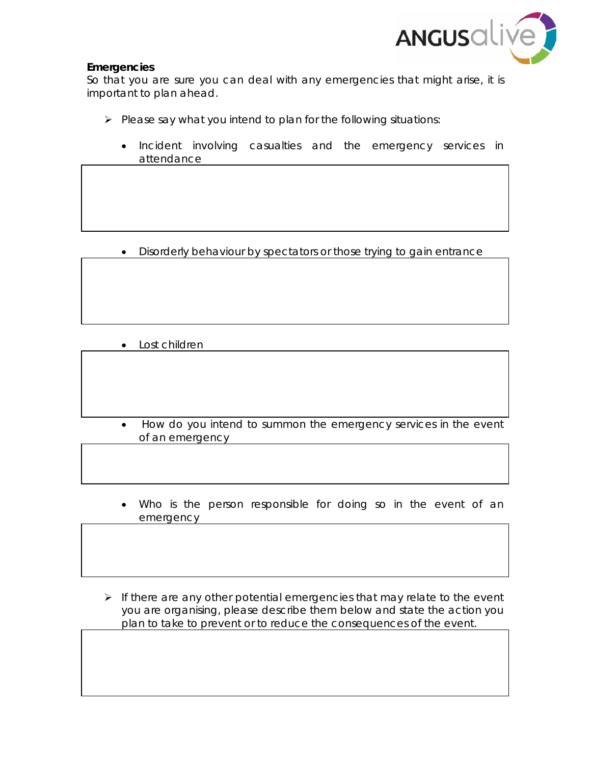**Emergencies**

So that you are sure you can deal with any emergencies that might arise, it is important to plan ahead.

- Please say what you intend to plan for the following situations:
  - Incident involving casualties and the emergency services in attendance
  - Disorderly behaviour by spectators or those trying to gain entrance
  - Lost children
  - How do you intend to summon the emergency services in the event of an emergency
  - Who is the person responsible for doing so in the event of an emergency

- If there are any other potential emergencies that may relate to the event you are organising, please describe them below and state the action you plan to take to prevent or to reduce the consequences of the event.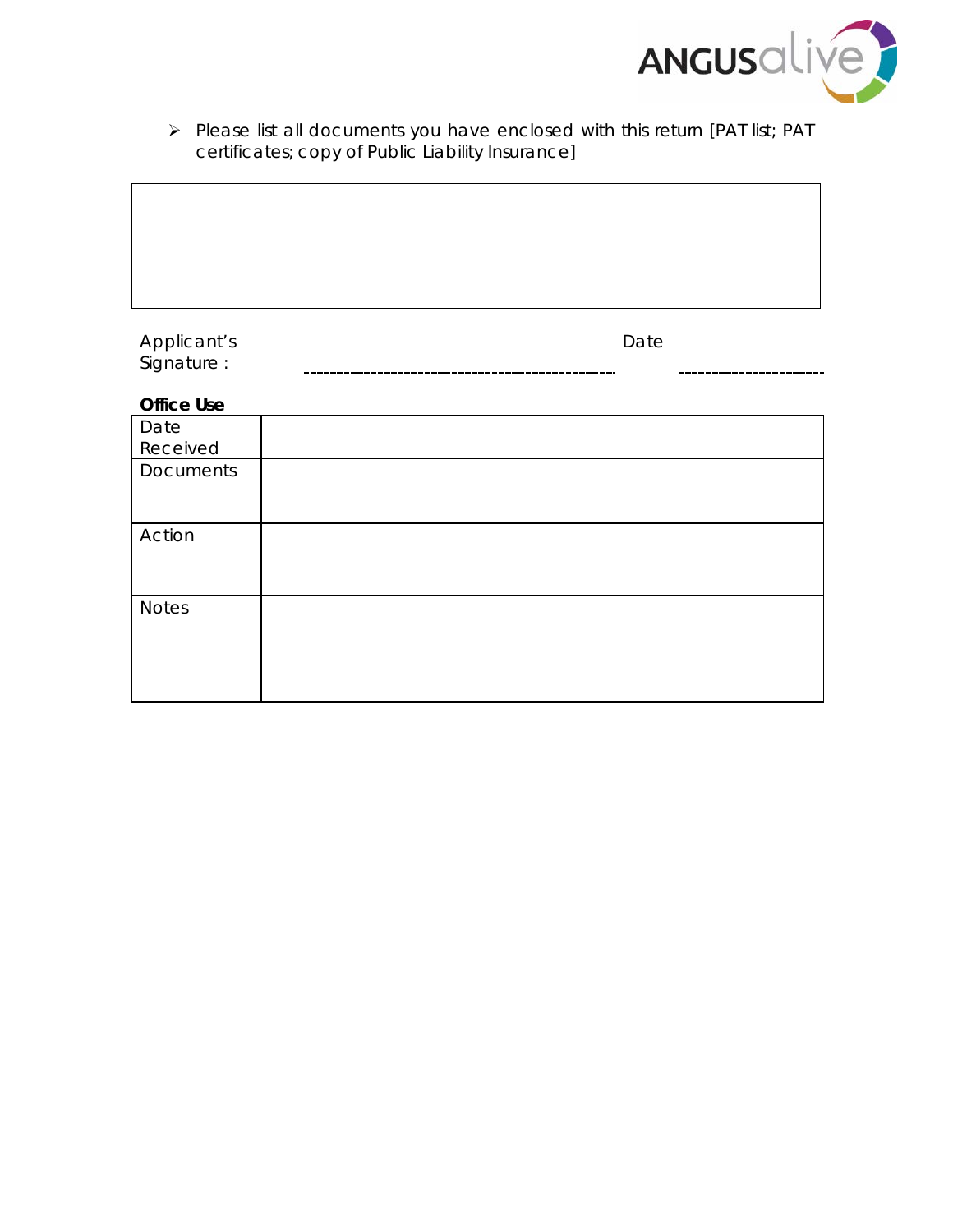- Please list all documents you have enclosed with this return [PAT list; PAT certificates; copy of Public Liability Insurance]

Applicant's Signature : ______________________________ Date ______________

**Office Use**

| | |
|---|---|
| Date Received | |
| Documents | |
| Action | |
| Notes | |